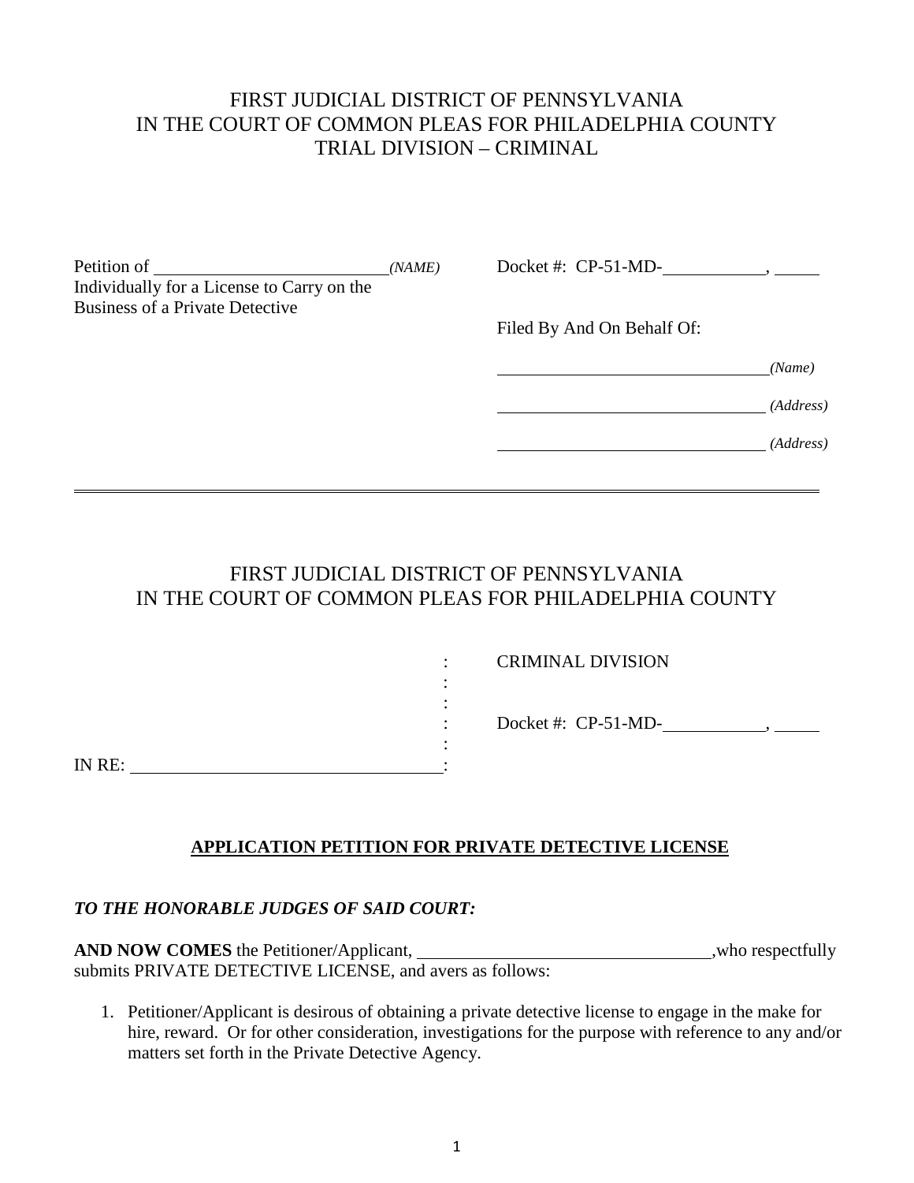FIRST JUDICIAL DISTRICT OF PENNSYLVANIA
IN THE COURT OF COMMON PLEAS FOR PHILADELPHIA COUNTY
TRIAL DIVISION – CRIMINAL

Petition of ___________________________ *(NAME)*
Individually for a License to Carry on the
Business of a Private Detective

Docket #: CP-51-MD-____________, _____

Filed By And On Behalf Of:

_________________________________ *(Name)*

_________________________________ *(Address)*

_________________________________ *(Address)*

---

FIRST JUDICIAL DISTRICT OF PENNSYLVANIA
IN THE COURT OF COMMON PLEAS FOR PHILADELPHIA COUNTY

: CRIMINAL DIVISION
:
:
: Docket #: CP-51-MD-____________, _____
:
IN RE: ___________________________________:

**APPLICATION PETITION FOR PRIVATE DETECTIVE LICENSE**

***TO THE HONORABLE JUDGES OF SAID COURT:***

**AND NOW COMES** the Petitioner/Applicant, _________________________________,who respectfully submits PRIVATE DETECTIVE LICENSE, and avers as follows:

1. Petitioner/Applicant is desirous of obtaining a private detective license to engage in the make for hire, reward. Or for other consideration, investigations for the purpose with reference to any and/or matters set forth in the Private Detective Agency.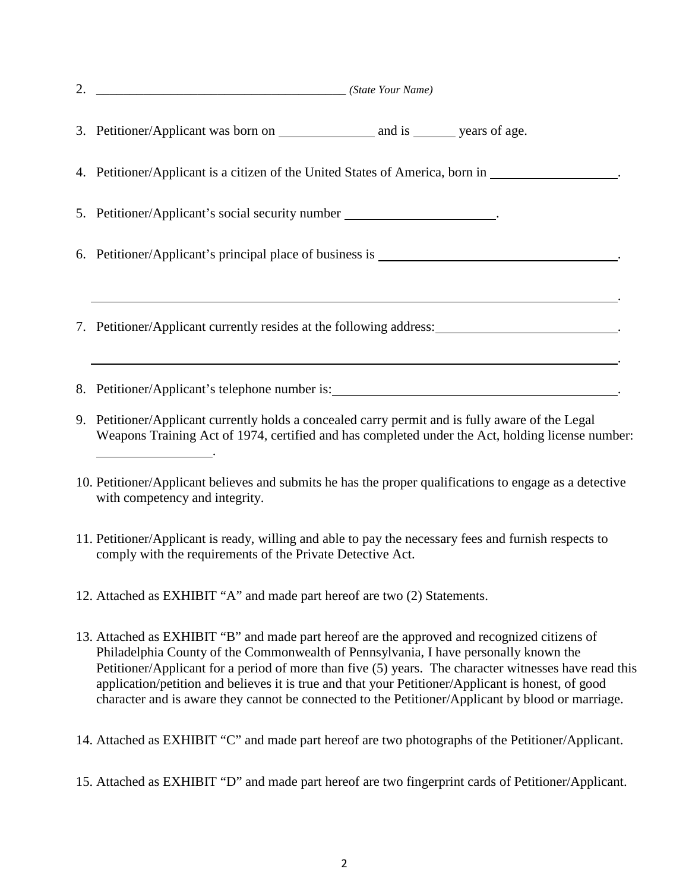2. ______________________________________ *(State Your Name)*

3. Petitioner/Applicant was born on ______________ and is ______ years of age.

4. Petitioner/Applicant is a citizen of the United States of America, born in __________________.

5. Petitioner/Applicant's social security number ______________________.

6. Petitioner/Applicant's principal place of business is ____________________________________.

   ________________________________________________________________________________.

7. Petitioner/Applicant currently resides at the following address: ___________________________.

   ________________________________________________________________________________.

8. Petitioner/Applicant's telephone number is: ___________________________________________.

9. Petitioner/Applicant currently holds a concealed carry permit and is fully aware of the Legal Weapons Training Act of 1974, certified and has completed under the Act, holding license number: _________________.

10. Petitioner/Applicant believes and submits he has the proper qualifications to engage as a detective with competency and integrity.

11. Petitioner/Applicant is ready, willing and able to pay the necessary fees and furnish respects to comply with the requirements of the Private Detective Act.

12. Attached as EXHIBIT "A" and made part hereof are two (2) Statements.

13. Attached as EXHIBIT "B" and made part hereof are the approved and recognized citizens of Philadelphia County of the Commonwealth of Pennsylvania, I have personally known the Petitioner/Applicant for a period of more than five (5) years. The character witnesses have read this application/petition and believes it is true and that your Petitioner/Applicant is honest, of good character and is aware they cannot be connected to the Petitioner/Applicant by blood or marriage.

14. Attached as EXHIBIT "C" and made part hereof are two photographs of the Petitioner/Applicant.

15. Attached as EXHIBIT "D" and made part hereof are two fingerprint cards of Petitioner/Applicant.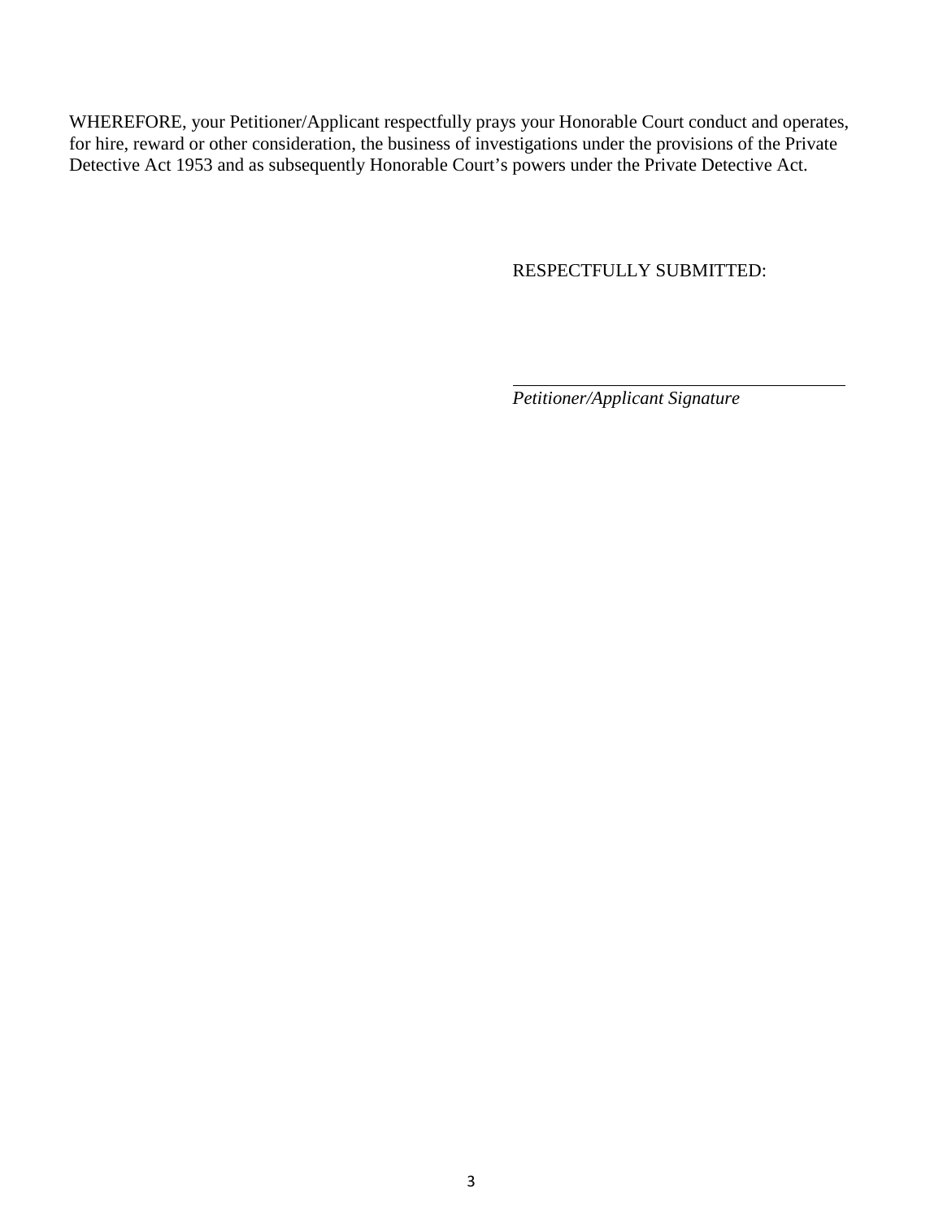WHEREFORE, your Petitioner/Applicant respectfully prays your Honorable Court conduct and operates, for hire, reward or other consideration, the business of investigations under the provisions of the Private Detective Act 1953 and as subsequently Honorable Court's powers under the Private Detective Act.

RESPECTFULLY SUBMITTED:

\_\_\_\_\_\_\_\_\_\_\_\_\_\_\_\_\_\_\_\_\_\_\_\_\_\_\_\_\_\_\_\_\_\_\_\_

*Petitioner/Applicant Signature*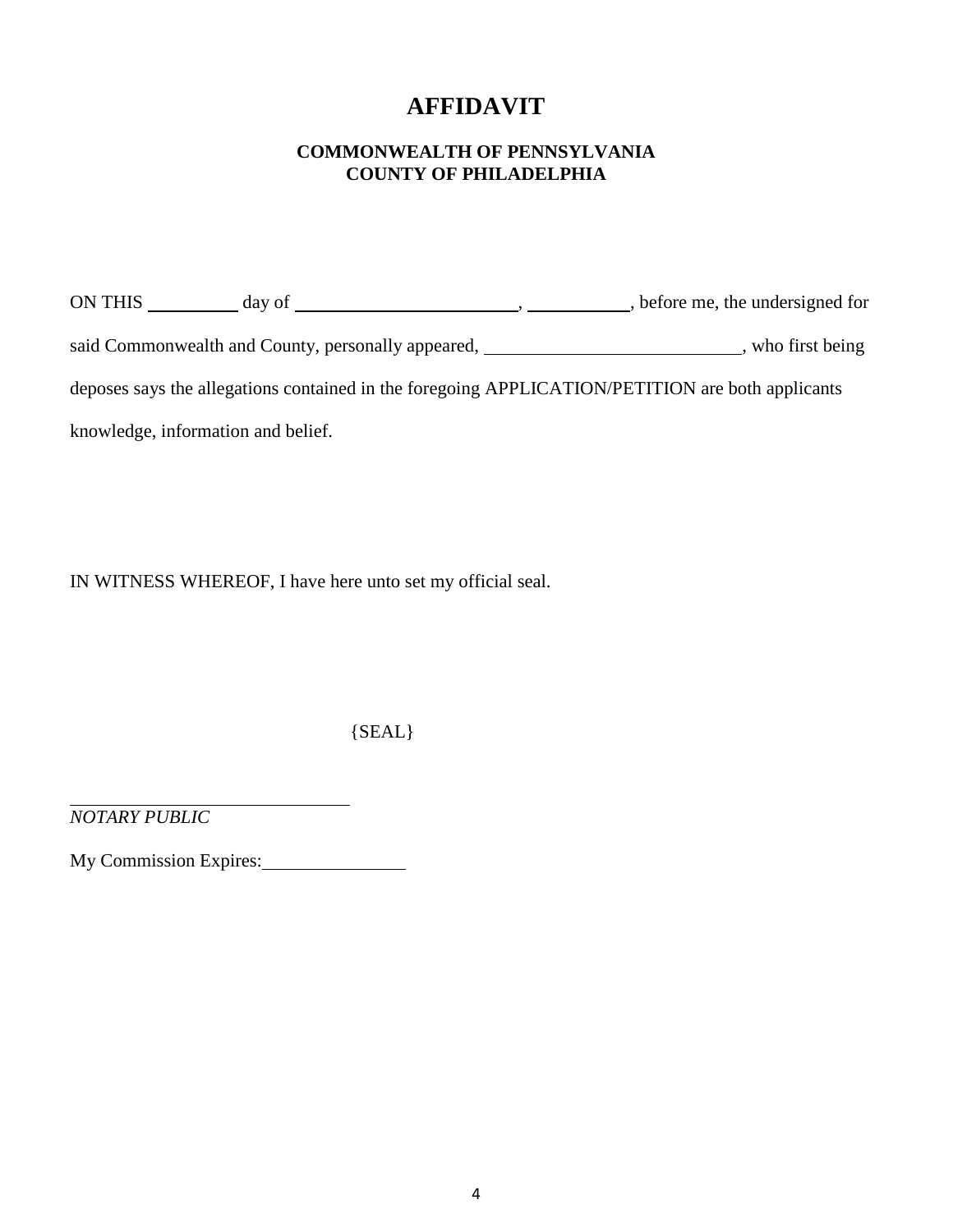# AFFIDAVIT

**COMMONWEALTH OF PENNSYLVANIA**
**COUNTY OF PHILADELPHIA**

ON THIS __________ day of ________________________, ___________, before me, the undersigned for said Commonwealth and County, personally appeared, ___________________________, who first being deposes says the allegations contained in the foregoing APPLICATION/PETITION are both applicants knowledge, information and belief.

IN WITNESS WHEREOF, I have here unto set my official seal.

{SEAL}

______________________________
*NOTARY PUBLIC*

My Commission Expires:_______________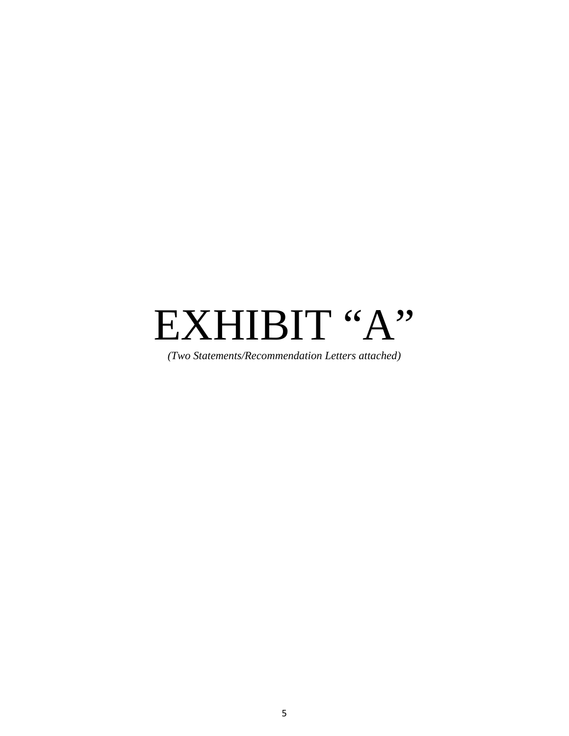# EXHIBIT "A"

*(Two Statements/Recommendation Letters attached)*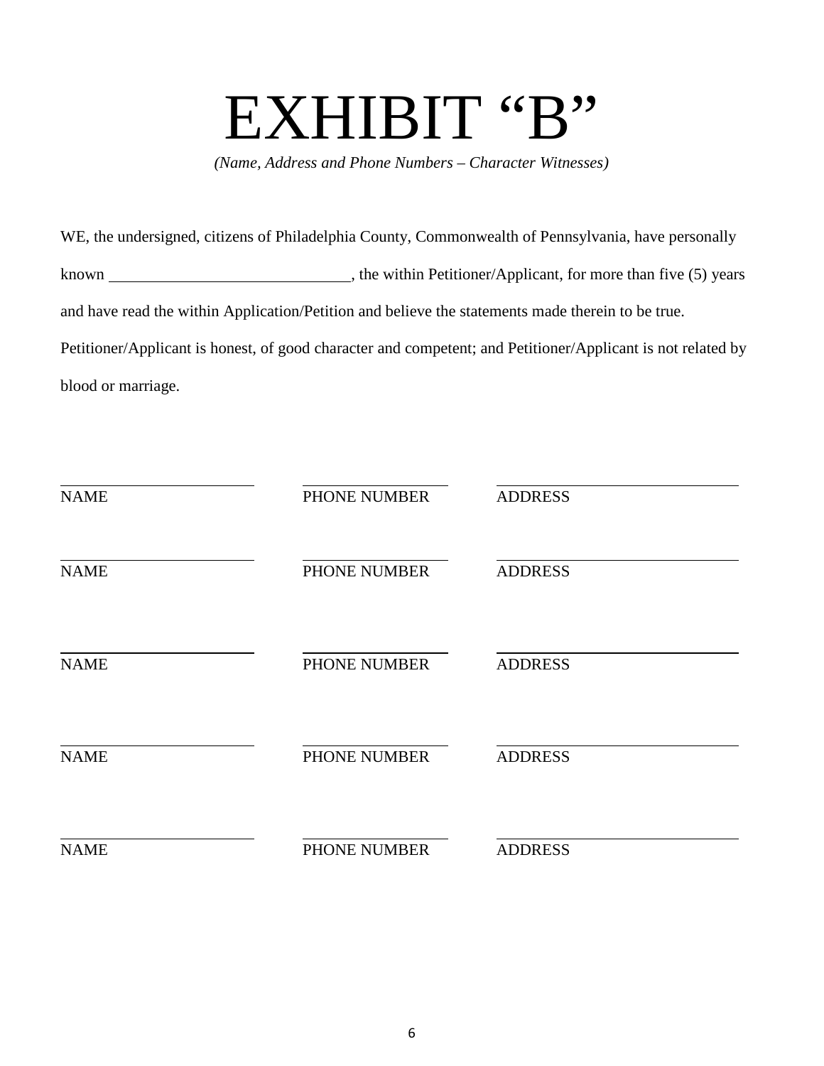# EXHIBIT "B"

*(Name, Address and Phone Numbers – Character Witnesses)*

WE, the undersigned, citizens of Philadelphia County, Commonwealth of Pennsylvania, have personally known ______________________________, the within Petitioner/Applicant, for more than five (5) years and have read the within Application/Petition and believe the statements made therein to be true. Petitioner/Applicant is honest, of good character and competent; and Petitioner/Applicant is not related by blood or marriage.

| | | |
|---|---|---|
| ______________________ | ________________ | ____________________________ |
| NAME | PHONE NUMBER | ADDRESS |
| ______________________ | ________________ | ____________________________ |
| NAME | PHONE NUMBER | ADDRESS |
| ______________________ | ________________ | ____________________________ |
| NAME | PHONE NUMBER | ADDRESS |
| ______________________ | ________________ | ____________________________ |
| NAME | PHONE NUMBER | ADDRESS |
| ______________________ | ________________ | ____________________________ |
| NAME | PHONE NUMBER | ADDRESS |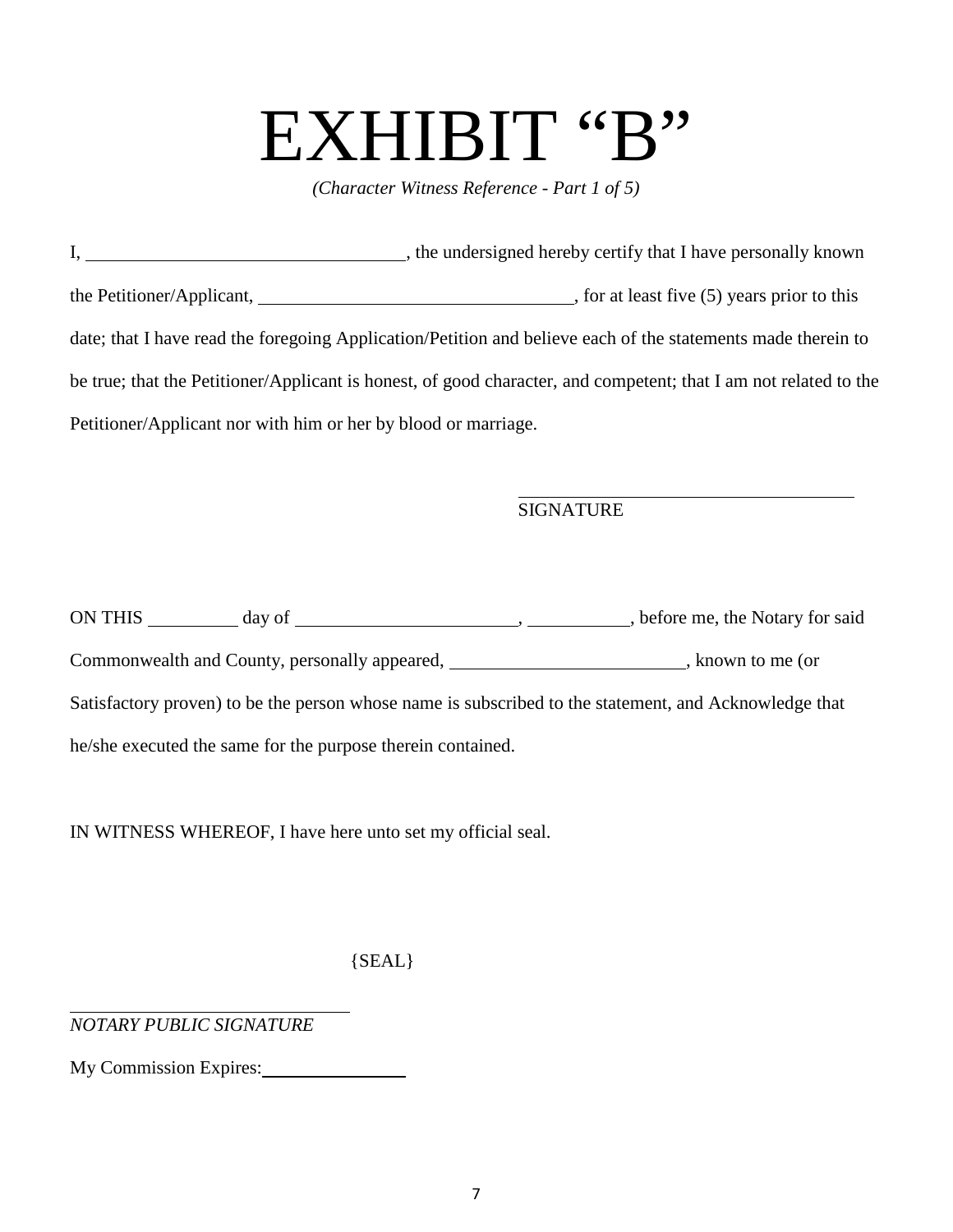# EXHIBIT "B"

*(Character Witness Reference - Part 1 of 5)*

I, ______________________________, the undersigned hereby certify that I have personally known the Petitioner/Applicant, ______________________________, for at least five (5) years prior to this date; that I have read the foregoing Application/Petition and believe each of the statements made therein to be true; that the Petitioner/Applicant is honest, of good character, and competent; that I am not related to the Petitioner/Applicant nor with him or her by blood or marriage.

______________________________
SIGNATURE

ON THIS _________ day of ______________________, __________, before me, the Notary for said Commonwealth and County, personally appeared, ______________________, known to me (or Satisfactory proven) to be the person whose name is subscribed to the statement, and Acknowledge that he/she executed the same for the purpose therein contained.

IN WITNESS WHEREOF, I have here unto set my official seal.

{SEAL}

______________________________
*NOTARY PUBLIC SIGNATURE*

My Commission Expires: ______________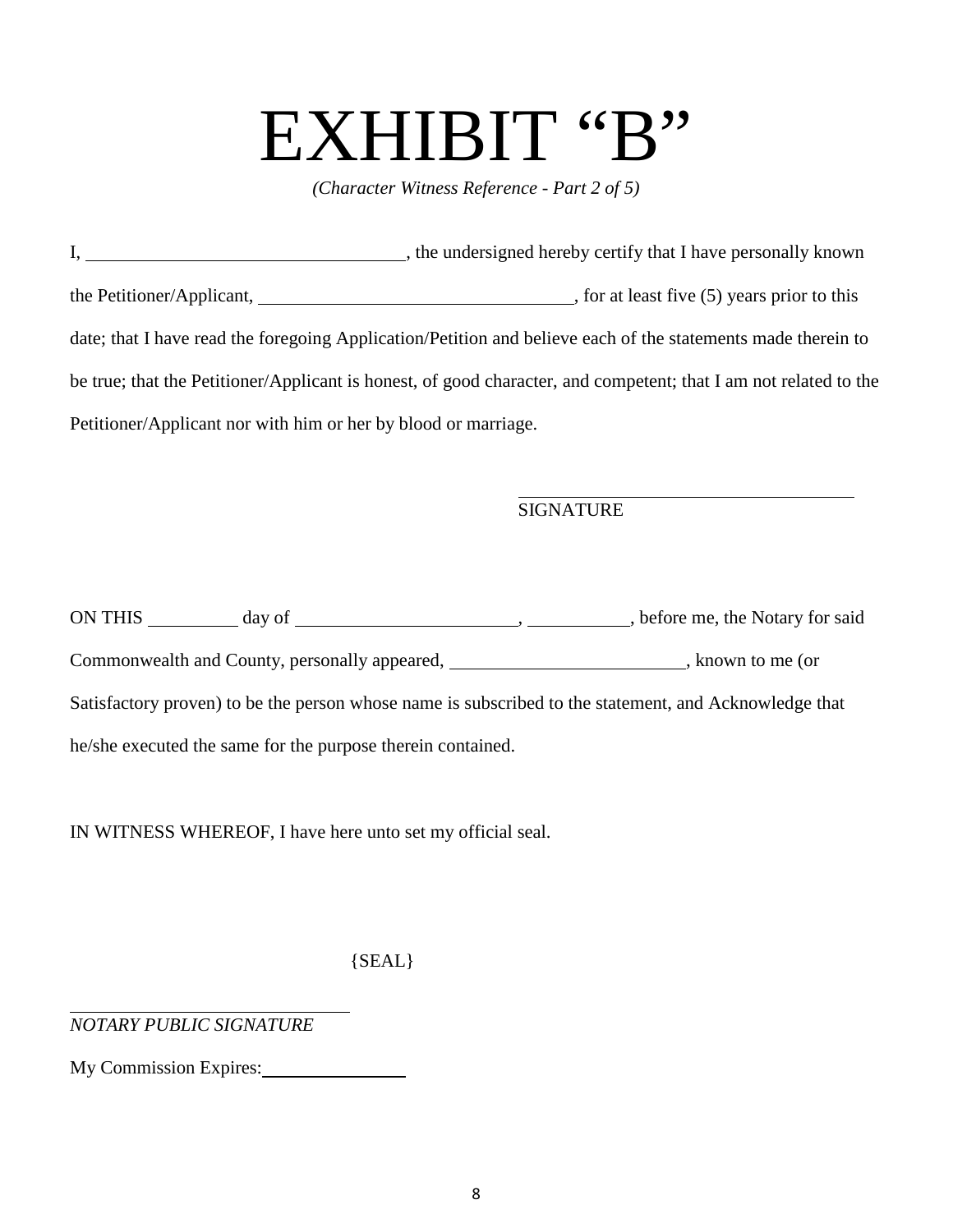# EXHIBIT "B"

*(Character Witness Reference - Part 2 of 5)*

I, ______________________________, the undersigned hereby certify that I have personally known the Petitioner/Applicant, ______________________________, for at least five (5) years prior to this date; that I have read the foregoing Application/Petition and believe each of the statements made therein to be true; that the Petitioner/Applicant is honest, of good character, and competent; that I am not related to the Petitioner/Applicant nor with him or her by blood or marriage.

\_\_\_\_\_\_\_\_\_\_\_\_\_\_\_\_\_\_\_\_\_\_\_\_\_\_\_\_\_\_\_\_
SIGNATURE

ON THIS _________ day of ______________________, __________, before me, the Notary for said Commonwealth and County, personally appeared, ________________________, known to me (or Satisfactory proven) to be the person whose name is subscribed to the statement, and Acknowledge that he/she executed the same for the purpose therein contained.

IN WITNESS WHEREOF, I have here unto set my official seal.

{SEAL}

\_\_\_\_\_\_\_\_\_\_\_\_\_\_\_\_\_\_\_\_\_\_\_\_\_\_\_\_\_\_
*NOTARY PUBLIC SIGNATURE*

My Commission Expires: _______________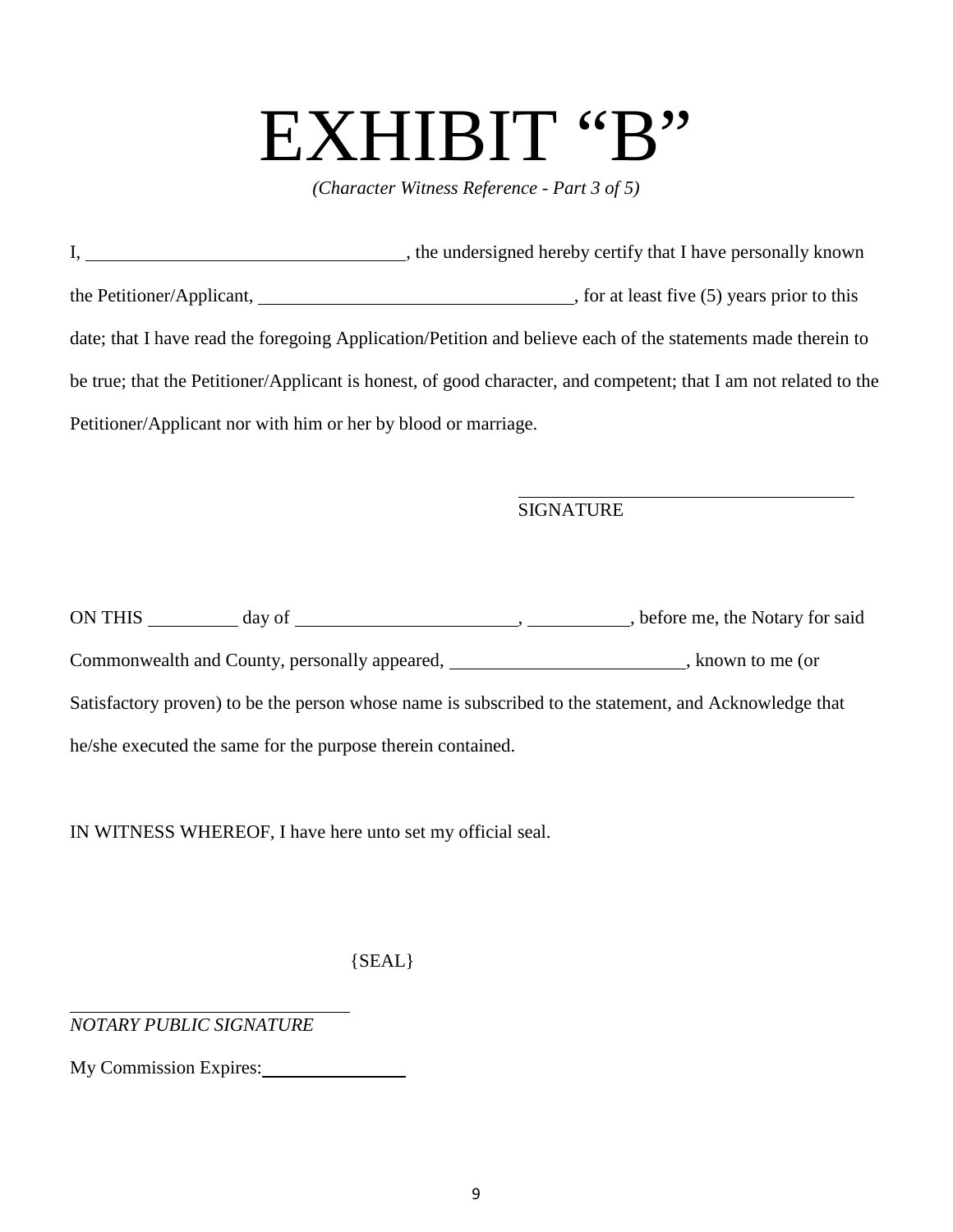# EXHIBIT “B”

*(Character Witness Reference - Part 3 of 5)*

I, ___________________________________, the undersigned hereby certify that I have personally known the Petitioner/Applicant, ___________________________________, for at least five (5) years prior to this date; that I have read the foregoing Application/Petition and believe each of the statements made therein to be true; that the Petitioner/Applicant is honest, of good character, and competent; that I am not related to the Petitioner/Applicant nor with him or her by blood or marriage.

_____________________________________
SIGNATURE

ON THIS __________ day of ________________________, ___________, before me, the Notary for said Commonwealth and County, personally appeared, __________________________, known to me (or Satisfactory proven) to be the person whose name is subscribed to the statement, and Acknowledge that he/she executed the same for the purpose therein contained.

IN WITNESS WHEREOF, I have here unto set my official seal.

{SEAL}

_______________________________
*NOTARY PUBLIC SIGNATURE*

My Commission Expires:_______________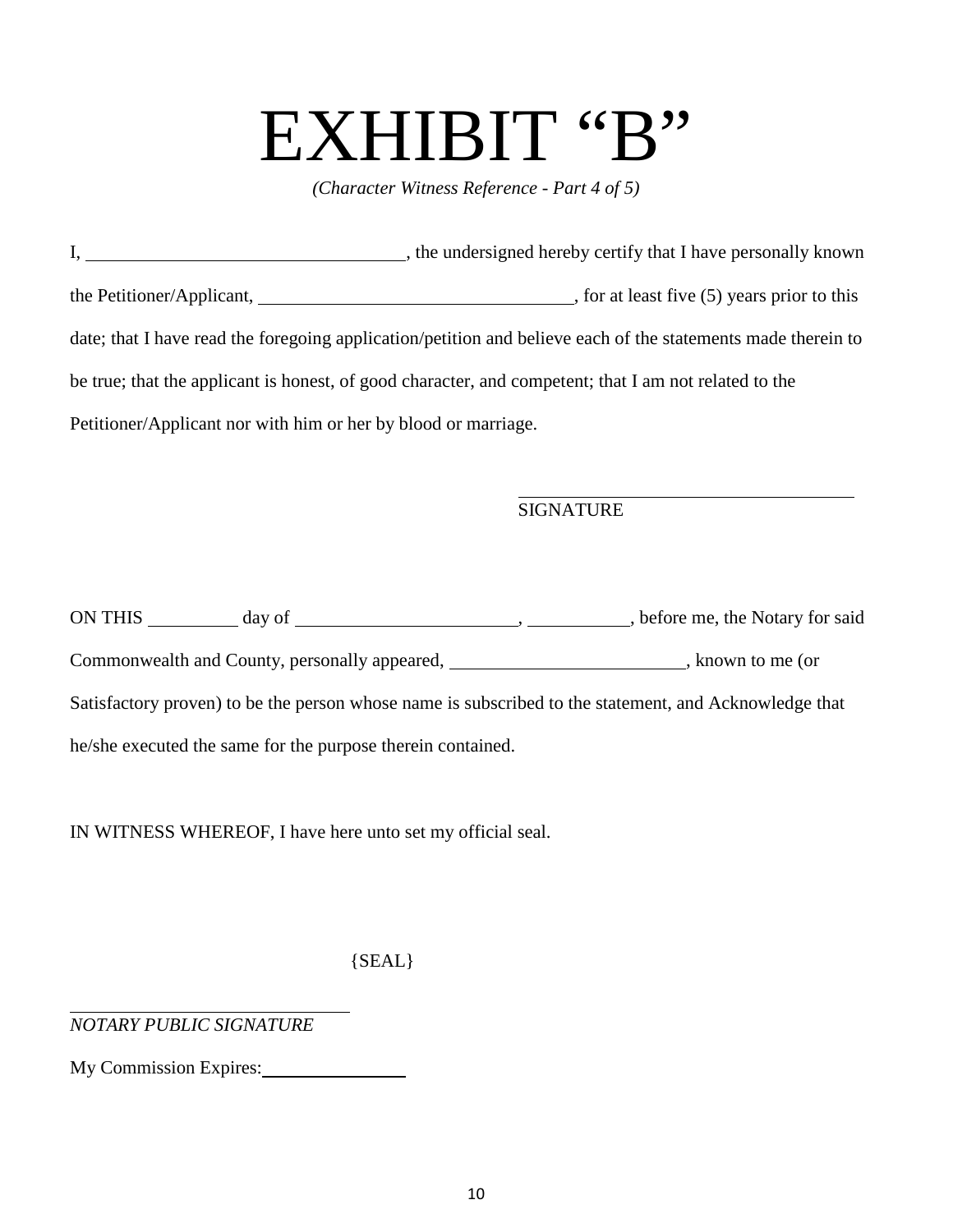# EXHIBIT "B"

*(Character Witness Reference - Part 4 of 5)*

I, \_\_\_\_\_\_\_\_\_\_\_\_\_\_\_\_\_\_\_\_\_\_\_\_\_\_\_\_\_\_\_\_\_\_, the undersigned hereby certify that I have personally known the Petitioner/Applicant, \_\_\_\_\_\_\_\_\_\_\_\_\_\_\_\_\_\_\_\_\_\_\_\_\_\_\_\_\_\_\_\_\_\_, for at least five (5) years prior to this date; that I have read the foregoing application/petition and believe each of the statements made therein to be true; that the applicant is honest, of good character, and competent; that I am not related to the Petitioner/Applicant nor with him or her by blood or marriage.

\_\_\_\_\_\_\_\_\_\_\_\_\_\_\_\_\_\_\_\_\_\_\_\_\_\_\_\_\_\_\_\_\_\_\_\_\_\_

SIGNATURE

ON THIS \_\_\_\_\_\_\_\_\_\_ day of \_\_\_\_\_\_\_\_\_\_\_\_\_\_\_\_\_\_\_\_\_\_\_\_, \_\_\_\_\_\_\_\_\_\_\_, before me, the Notary for said Commonwealth and County, personally appeared, \_\_\_\_\_\_\_\_\_\_\_\_\_\_\_\_\_\_\_\_\_\_\_\_\_\_, known to me (or Satisfactory proven) to be the person whose name is subscribed to the statement, and Acknowledge that he/she executed the same for the purpose therein contained.

IN WITNESS WHEREOF, I have here unto set my official seal.

{SEAL}

\_\_\_\_\_\_\_\_\_\_\_\_\_\_\_\_\_\_\_\_\_\_\_\_\_\_\_\_\_\_\_\_

*NOTARY PUBLIC SIGNATURE*

My Commission Expires:\_\_\_\_\_\_\_\_\_\_\_\_\_\_\_\_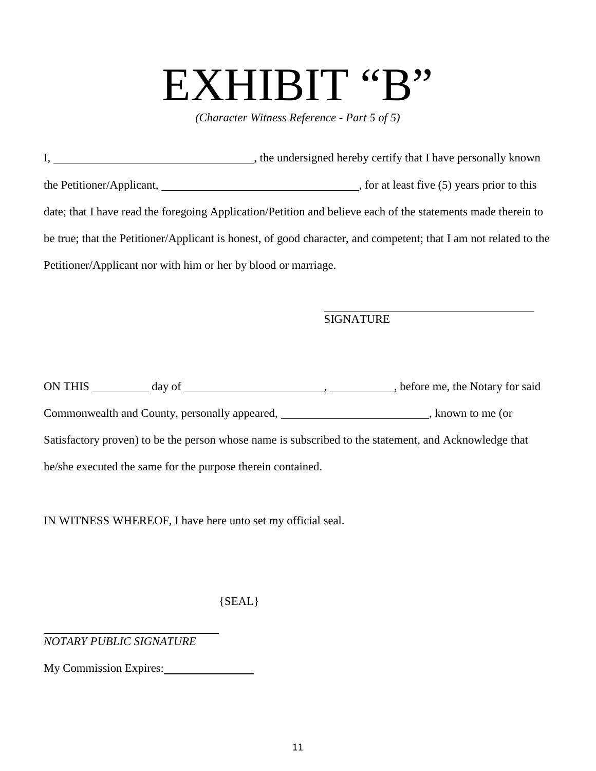# EXHIBIT "B"

*(Character Witness Reference - Part 5 of 5)*

I, ________________________________, the undersigned hereby certify that I have personally known the Petitioner/Applicant, ________________________________, for at least five (5) years prior to this date; that I have read the foregoing Application/Petition and believe each of the statements made therein to be true; that the Petitioner/Applicant is honest, of good character, and competent; that I am not related to the Petitioner/Applicant nor with him or her by blood or marriage.

____________________________________
SIGNATURE

ON THIS _________ day of ______________________, __________, before me, the Notary for said Commonwealth and County, personally appeared, _______________________, known to me (or Satisfactory proven) to be the person whose name is subscribed to the statement, and Acknowledge that he/she executed the same for the purpose therein contained.

IN WITNESS WHEREOF, I have here unto set my official seal.

{SEAL}

______________________________
*NOTARY PUBLIC SIGNATURE*

My Commission Expires:______________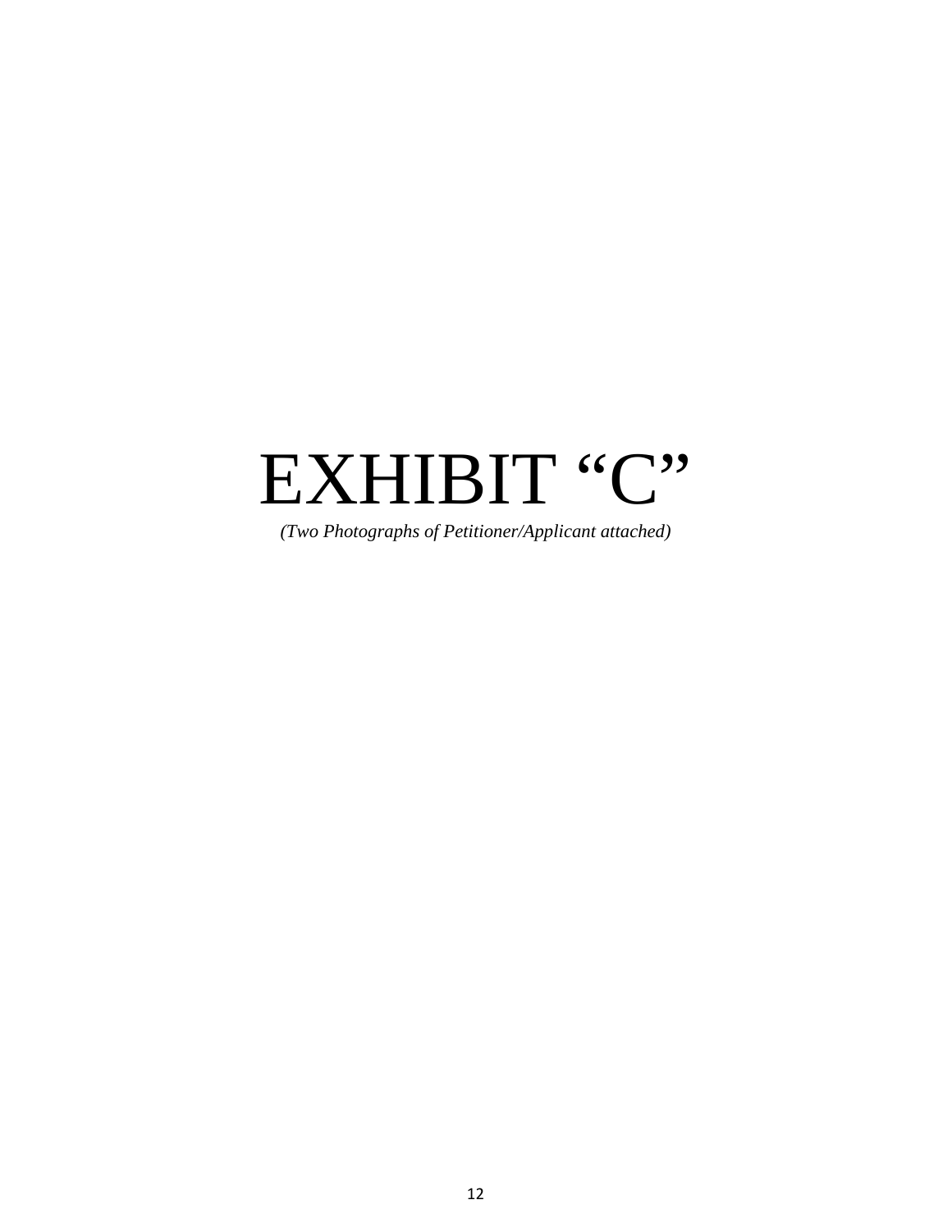# EXHIBIT "C"

*(Two Photographs of Petitioner/Applicant attached)*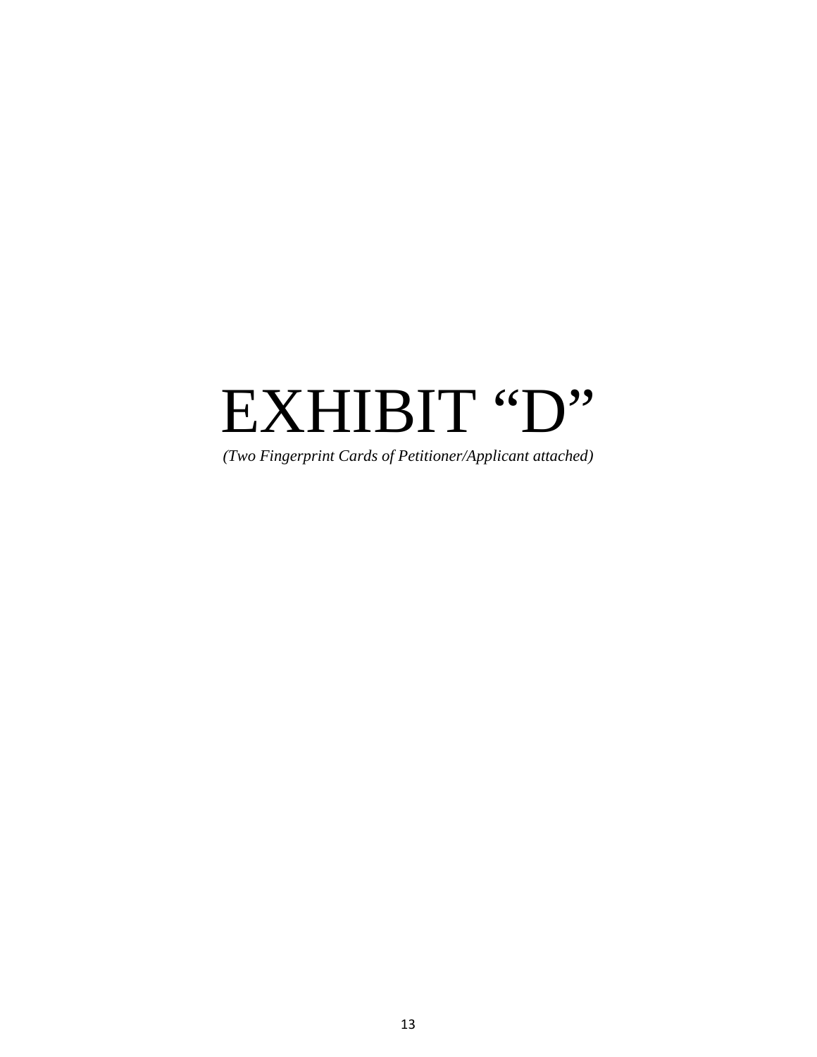# EXHIBIT "D"

*(Two Fingerprint Cards of Petitioner/Applicant attached)*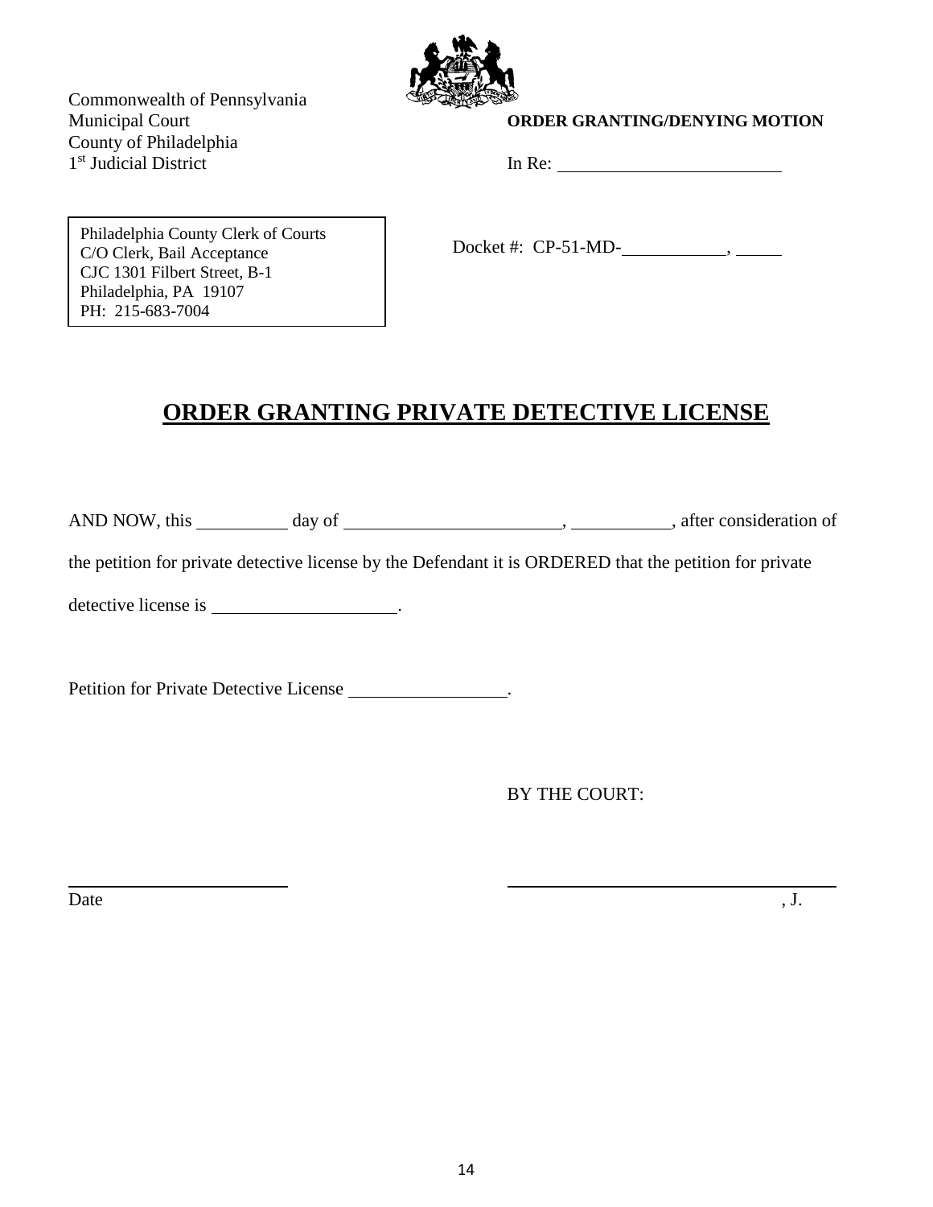Commonwealth of Pennsylvania
Municipal Court
County of Philadelphia
1st Judicial District

**ORDER GRANTING/DENYING MOTION**

In Re: ________________________

Philadelphia County Clerk of Courts
C/O Clerk, Bail Acceptance
CJC 1301 Filbert Street, B-1
Philadelphia, PA 19107
PH: 215-683-7004

Docket #: CP-51-MD-___________, _____

# **ORDER GRANTING PRIVATE DETECTIVE LICENSE**

AND NOW, this __________ day of ________________________, __________, after consideration of the petition for private detective license by the Defendant it is ORDERED that the petition for private detective license is ____________________.

Petition for Private Detective License _________________.

BY THE COURT:

________________________
Date

____________________________________, J.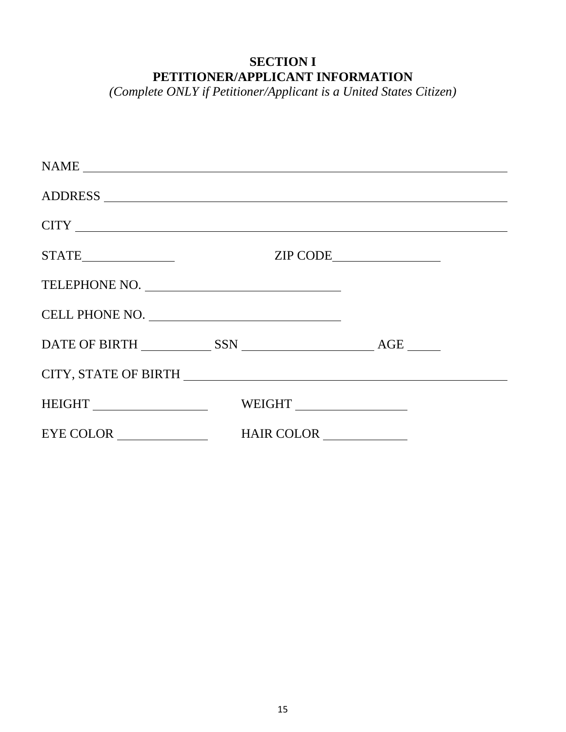**SECTION I**
**PETITIONER/APPLICANT INFORMATION**
*(Complete ONLY if Petitioner/Applicant is a United States Citizen)*

NAME ___________________________________________________________________

ADDRESS ________________________________________________________________

CITY ___________________________________________________________________

STATE _______________ ZIP CODE _________________

TELEPHONE NO. ______________________________

CELL PHONE NO. ______________________________

DATE OF BIRTH ___________ SSN ____________________ AGE _____

CITY, STATE OF BIRTH ___________________________________________________

HEIGHT __________________ WEIGHT __________________

EYE COLOR ______________ HAIR COLOR _____________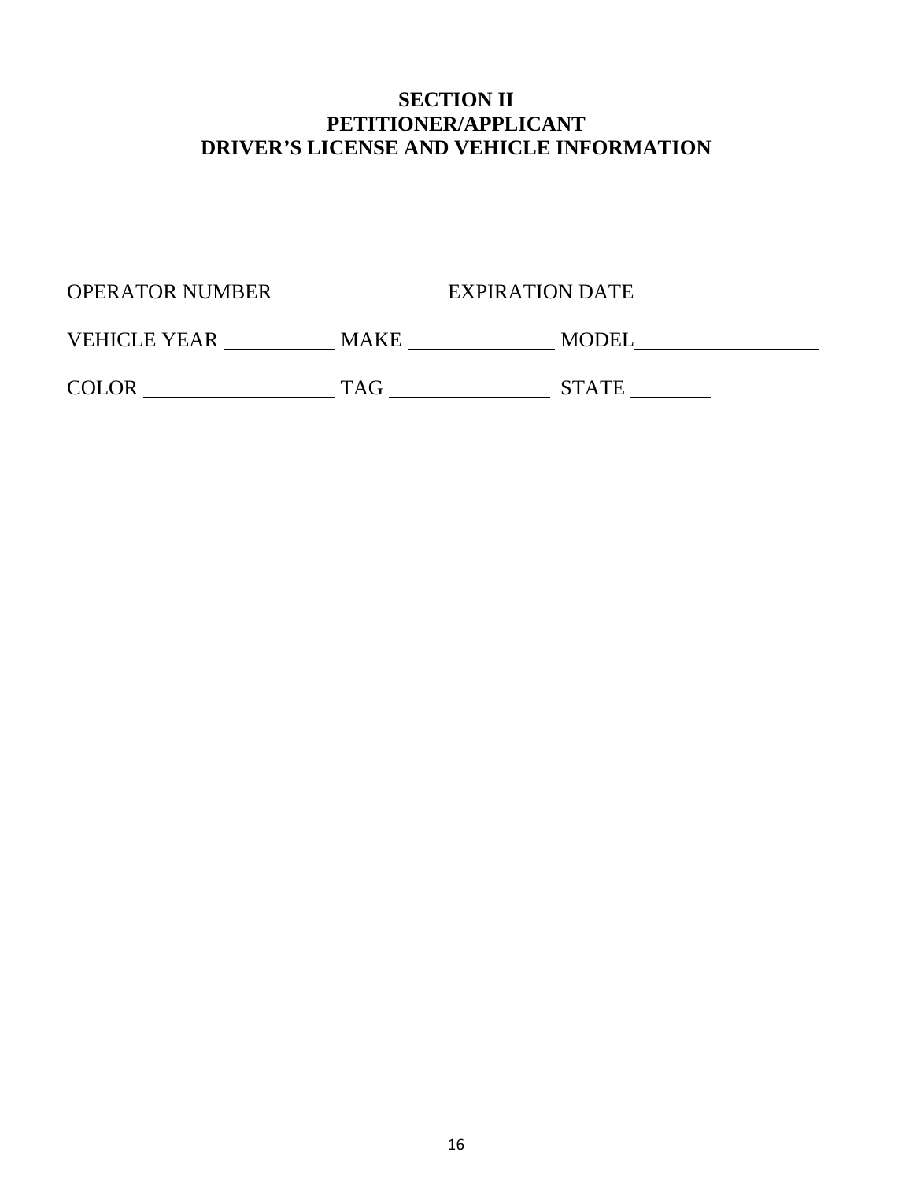# SECTION II
## PETITIONER/APPLICANT
## DRIVER'S LICENSE AND VEHICLE INFORMATION

OPERATOR NUMBER ________________ EXPIRATION DATE ________________

VEHICLE YEAR __________ MAKE ______________ MODEL __________________

COLOR ___________________ TAG _______________ STATE ________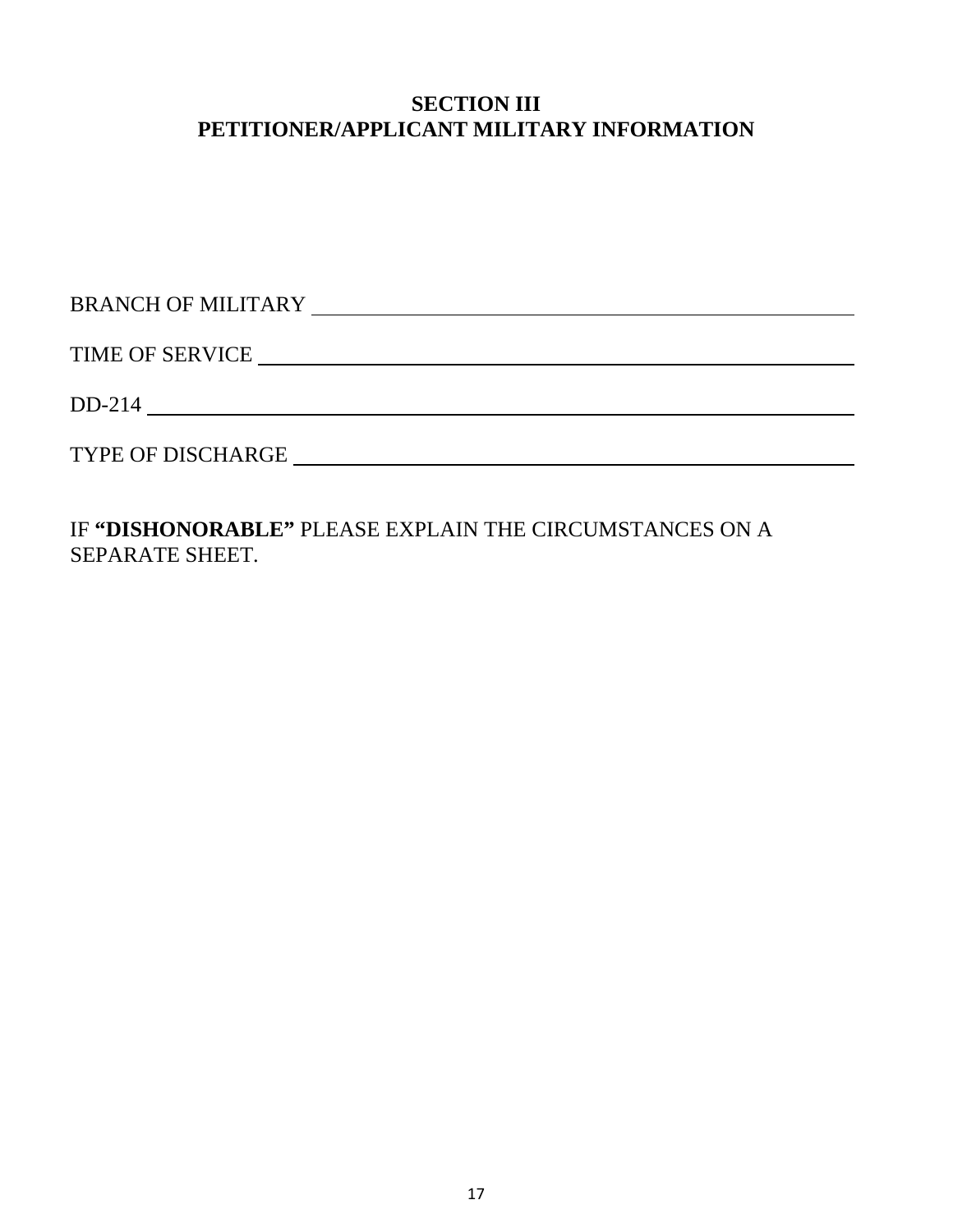## SECTION III
## PETITIONER/APPLICANT MILITARY INFORMATION

BRANCH OF MILITARY ____________________________________________

TIME OF SERVICE ______________________________________________

DD-214 ______________________________________________________

TYPE OF DISCHARGE ____________________________________________

IF **"DISHONORABLE"** PLEASE EXPLAIN THE CIRCUMSTANCES ON A SEPARATE SHEET.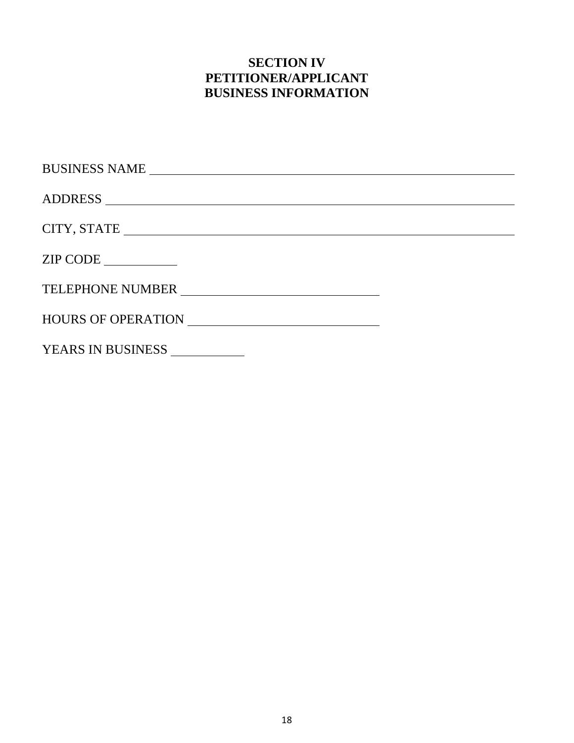# SECTION IV
# PETITIONER/APPLICANT
# BUSINESS INFORMATION

BUSINESS NAME ____________________________________________

ADDRESS ____________________________________________

CITY, STATE ____________________________________________

ZIP CODE __________

TELEPHONE NUMBER ____________________________

HOURS OF OPERATION ____________________________

YEARS IN BUSINESS __________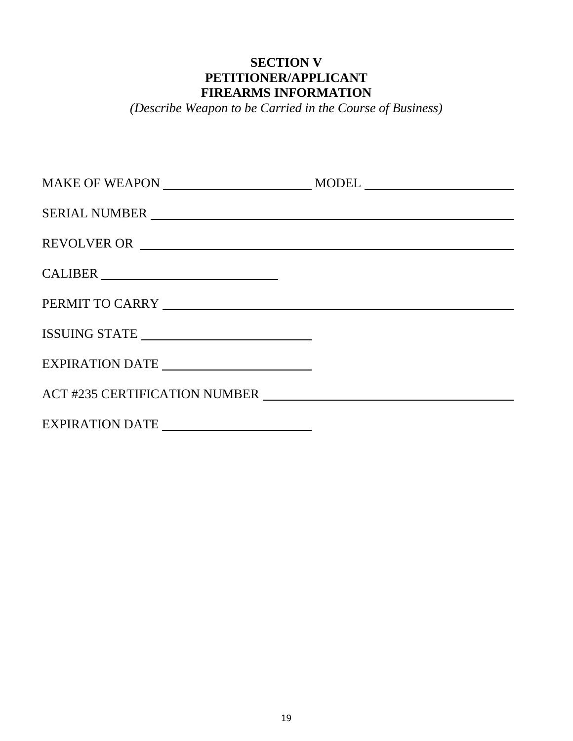# SECTION V
# PETITIONER/APPLICANT
# FIREARMS INFORMATION

*(Describe Weapon to be Carried in the Course of Business)*

MAKE OF WEAPON ______________________ MODEL ______________________

SERIAL NUMBER ______________________________________________

REVOLVER OR ______________________________________________

CALIBER __________________________

PERMIT TO CARRY ______________________________________________

ISSUING STATE __________________________

EXPIRATION DATE ______________________

ACT #235 CERTIFICATION NUMBER ______________________________

EXPIRATION DATE ______________________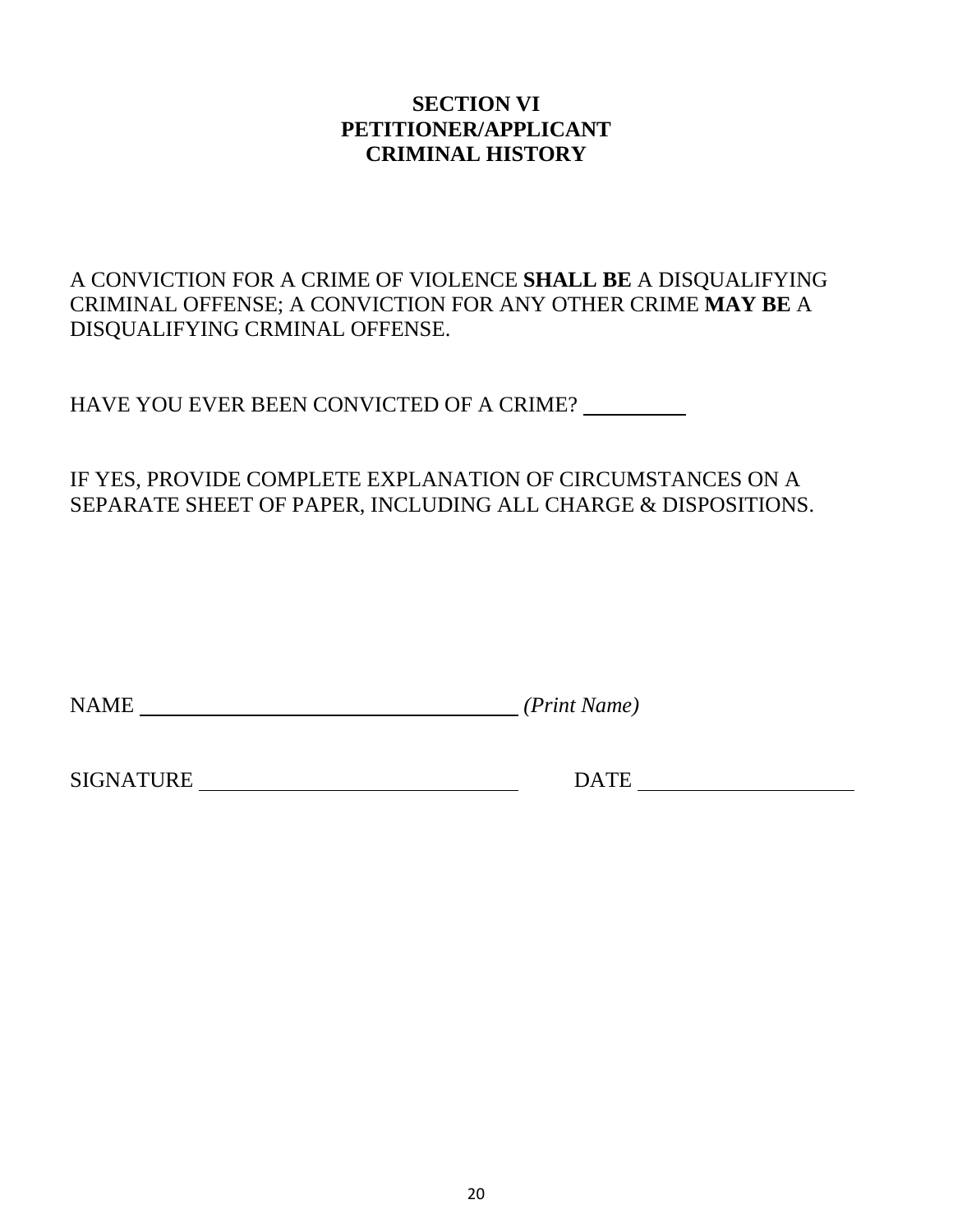# SECTION VI
# PETITIONER/APPLICANT
# CRIMINAL HISTORY

A CONVICTION FOR A CRIME OF VIOLENCE **SHALL BE** A DISQUALIFYING CRIMINAL OFFENSE; A CONVICTION FOR ANY OTHER CRIME **MAY BE** A DISQUALIFYING CRMINAL OFFENSE.

HAVE YOU EVER BEEN CONVICTED OF A CRIME? __________

IF YES, PROVIDE COMPLETE EXPLANATION OF CIRCUMSTANCES ON A SEPARATE SHEET OF PAPER, INCLUDING ALL CHARGE & DISPOSITIONS.

NAME ____________________________________ *(Print Name)*

SIGNATURE ______________________________ DATE ____________________